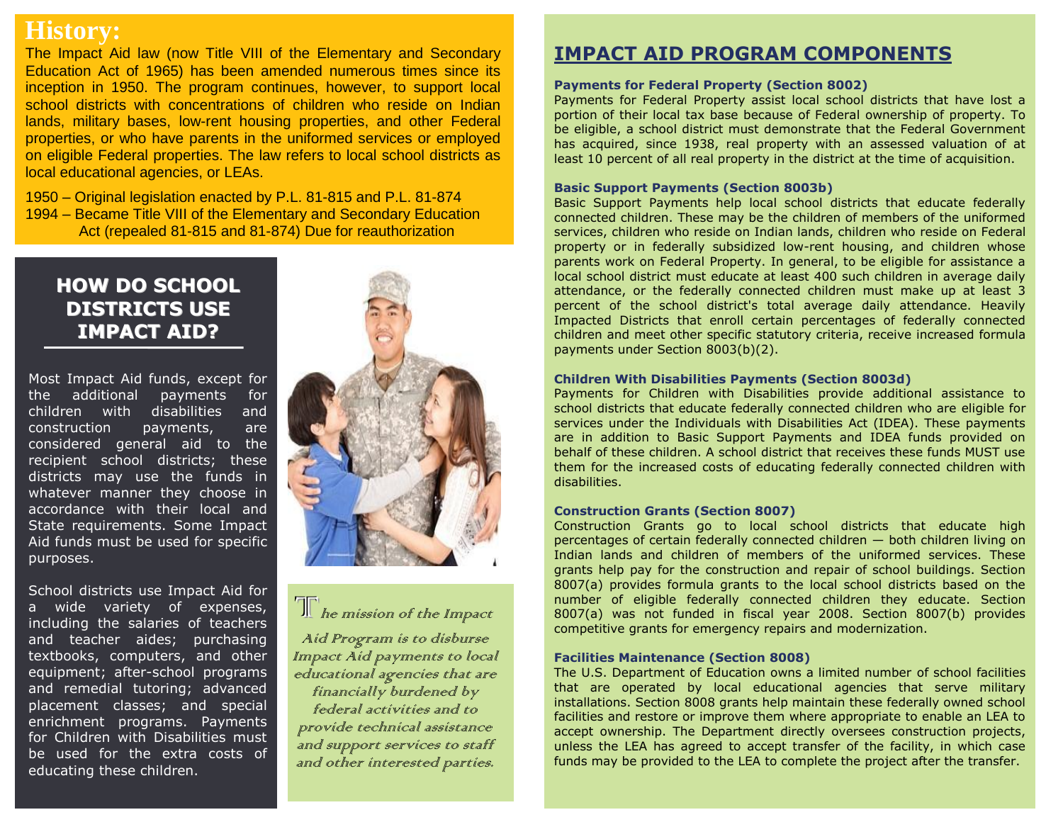# History:

The Impact Aid law (now Title VIII of the Elementary and Secondary Education Act of 1965) has been amended numerous times since its inception in 1950. The program continues, however, to support local school districts with concentrations of children who reside on Indian lands, military bases, low-rent housing properties, and other Federal properties, or who have parents in the uniformed services or employed on eligible Federal properties. The law refers to local school districts as local educational agencies, or LEAs.

1950 – Original legislation enacted by P.L. 81-815 and P.L. 81-874
1994 – Became Title VIII of the Elementary and Secondary Education Act (repealed 81-815 and 81-874) Due for reauthorization

## HOW DO SCHOOL DISTRICTS USE IMPACT AID?

Most Impact Aid funds, except for the additional payments for children with disabilities and construction payments, are considered general aid to the recipient school districts; these districts may use the funds in whatever manner they choose in accordance with their local and State requirements. Some Impact Aid funds must be used for specific purposes.

School districts use Impact Aid for a wide variety of expenses, including the salaries of teachers and teacher aides; purchasing textbooks, computers, and other equipment; after-school programs and remedial tutoring; advanced placement classes; and special enrichment programs. Payments for Children with Disabilities must be used for the extra costs of educating these children.

*The mission of the Impact Aid Program is to disburse Impact Aid payments to local educational agencies that are financially burdened by federal activities and to provide technical assistance and support services to staff and other interested parties.*

## IMPACT AID PROGRAM COMPONENTS

**Payments for Federal Property (Section 8002)**

Payments for Federal Property assist local school districts that have lost a portion of their local tax base because of Federal ownership of property. To be eligible, a school district must demonstrate that the Federal Government has acquired, since 1938, real property with an assessed valuation of at least 10 percent of all real property in the district at the time of acquisition.

**Basic Support Payments (Section 8003b)**

Basic Support Payments help local school districts that educate federally connected children. These may be the children of members of the uniformed services, children who reside on Indian lands, children who reside on Federal property or in federally subsidized low-rent housing, and children whose parents work on Federal Property. In general, to be eligible for assistance a local school district must educate at least 400 such children in average daily attendance, or the federally connected children must make up at least 3 percent of the school district's total average daily attendance. Heavily Impacted Districts that enroll certain percentages of federally connected children and meet other specific statutory criteria, receive increased formula payments under Section 8003(b)(2).

**Children With Disabilities Payments (Section 8003d)**

Payments for Children with Disabilities provide additional assistance to school districts that educate federally connected children who are eligible for services under the Individuals with Disabilities Act (IDEA). These payments are in addition to Basic Support Payments and IDEA funds provided on behalf of these children. A school district that receives these funds MUST use them for the increased costs of educating federally connected children with disabilities.

**Construction Grants (Section 8007)**

Construction Grants go to local school districts that educate high percentages of certain federally connected children — both children living on Indian lands and children of members of the uniformed services. These grants help pay for the construction and repair of school buildings. Section 8007(a) provides formula grants to the local school districts based on the number of eligible federally connected children they educate. Section 8007(a) was not funded in fiscal year 2008. Section 8007(b) provides competitive grants for emergency repairs and modernization.

**Facilities Maintenance (Section 8008)**

The U.S. Department of Education owns a limited number of school facilities that are operated by local educational agencies that serve military installations. Section 8008 grants help maintain these federally owned school facilities and restore or improve them where appropriate to enable an LEA to accept ownership. The Department directly oversees construction projects, unless the LEA has agreed to accept transfer of the facility, in which case funds may be provided to the LEA to complete the project after the transfer.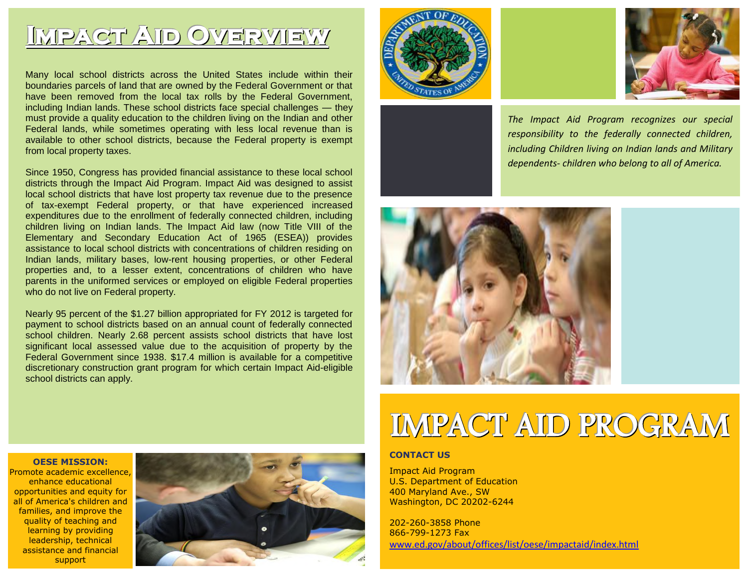# Impact Aid Overview

Many local school districts across the United States include within their boundaries parcels of land that are owned by the Federal Government or that have been removed from the local tax rolls by the Federal Government, including Indian lands. These school districts face special challenges — they must provide a quality education to the children living on the Indian and other Federal lands, while sometimes operating with less local revenue than is available to other school districts, because the Federal property is exempt from local property taxes.

Since 1950, Congress has provided financial assistance to these local school districts through the Impact Aid Program. Impact Aid was designed to assist local school districts that have lost property tax revenue due to the presence of tax-exempt Federal property, or that have experienced increased expenditures due to the enrollment of federally connected children, including children living on Indian lands. The Impact Aid law (now Title VIII of the Elementary and Secondary Education Act of 1965 (ESEA)) provides assistance to local school districts with concentrations of children residing on Indian lands, military bases, low-rent housing properties, or other Federal properties and, to a lesser extent, concentrations of children who have parents in the uniformed services or employed on eligible Federal properties who do not live on Federal property.

Nearly 95 percent of the $1.27 billion appropriated for FY 2012 is targeted for payment to school districts based on an annual count of federally connected school children. Nearly 2.68 percent assists school districts that have lost significant local assessed value due to the acquisition of property by the Federal Government since 1938. $17.4 million is available for a competitive discretionary construction grant program for which certain Impact Aid-eligible school districts can apply.

**OESE MISSION:**
Promote academic excellence, enhance educational opportunities and equity for all of America's children and families, and improve the quality of teaching and learning by providing leadership, technical assistance and financial support

*The Impact Aid Program recognizes our special responsibility to the federally connected children, including Children living on Indian lands and Military dependents- children who belong to all of America.*

# IMPACT AID PROGRAM

**CONTACT US**

Impact Aid Program
U.S. Department of Education
400 Maryland Ave., SW
Washington, DC 20202-6244

202-260-3858 Phone
866-799-1273 Fax
www.ed.gov/about/offices/list/oese/impactaid/index.html